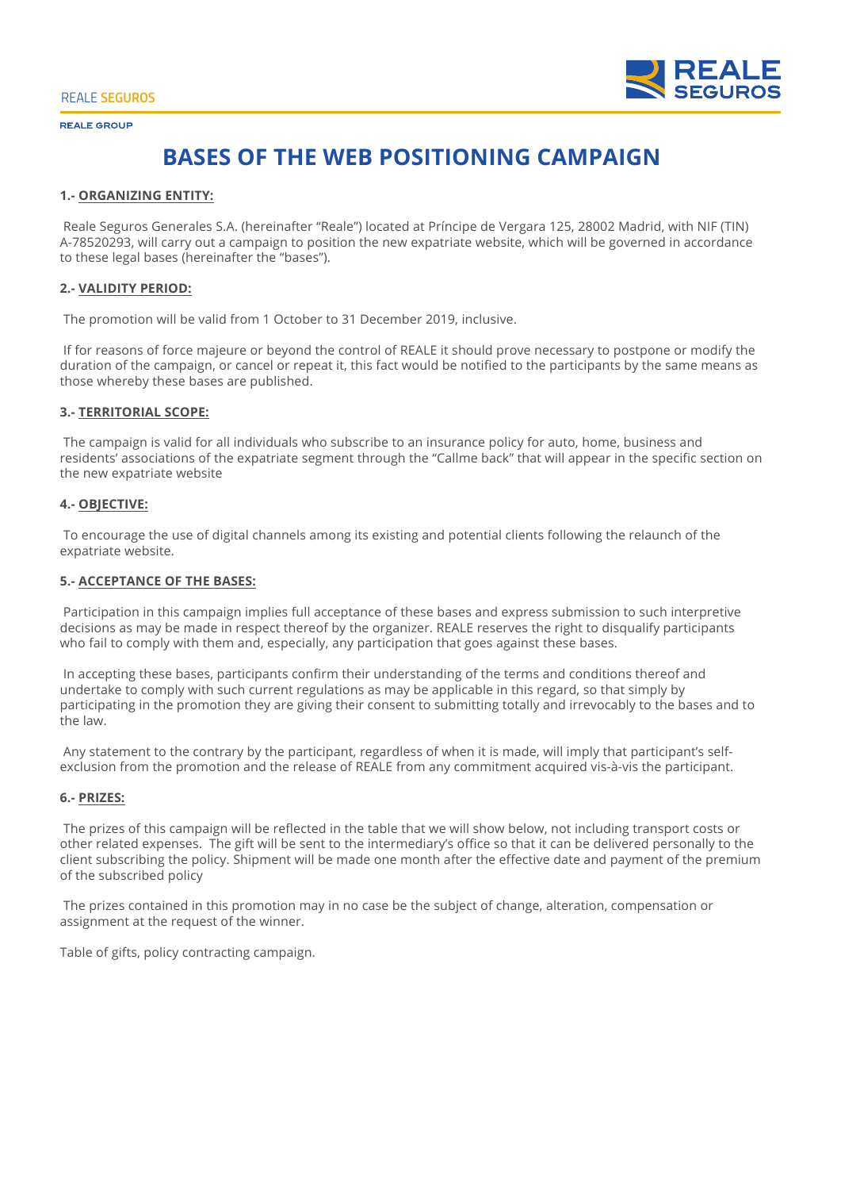# BASES OF THE WEB POSITIONING CAMPAIGN

**1.- ORGANIZING ENTITY:**

Reale Seguros Generales S.A. (hereinafter "Reale") located at Príncipe de Vergara 125, 28002 Madrid, with NIF (TIN) A-78520293, will carry out a campaign to position the new expatriate website, which will be governed in accordance to these legal bases (hereinafter the "bases").

**2.- VALIDITY PERIOD:**

The promotion will be valid from 1 October to 31 December 2019, inclusive.

If for reasons of force majeure or beyond the control of REALE it should prove necessary to postpone or modify the duration of the campaign, or cancel or repeat it, this fact would be notified to the participants by the same means as those whereby these bases are published.

**3.- TERRITORIAL SCOPE:**

The campaign is valid for all individuals who subscribe to an insurance policy for auto, home, business and residents' associations of the expatriate segment through the "Callme back" that will appear in the specific section on the new expatriate website

**4.- OBJECTIVE:**

To encourage the use of digital channels among its existing and potential clients following the relaunch of the expatriate website.

**5.- ACCEPTANCE OF THE BASES:**

Participation in this campaign implies full acceptance of these bases and express submission to such interpretive decisions as may be made in respect thereof by the organizer. REALE reserves the right to disqualify participants who fail to comply with them and, especially, any participation that goes against these bases.

In accepting these bases, participants confirm their understanding of the terms and conditions thereof and undertake to comply with such current regulations as may be applicable in this regard, so that simply by participating in the promotion they are giving their consent to submitting totally and irrevocably to the bases and to the law.

Any statement to the contrary by the participant, regardless of when it is made, will imply that participant's self-exclusion from the promotion and the release of REALE from any commitment acquired vis-à-vis the participant.

**6.- PRIZES:**

The prizes of this campaign will be reflected in the table that we will show below, not including transport costs or other related expenses. The gift will be sent to the intermediary's office so that it can be delivered personally to the client subscribing the policy. Shipment will be made one month after the effective date and payment of the premium of the subscribed policy

The prizes contained in this promotion may in no case be the subject of change, alteration, compensation or assignment at the request of the winner.

Table of gifts, policy contracting campaign.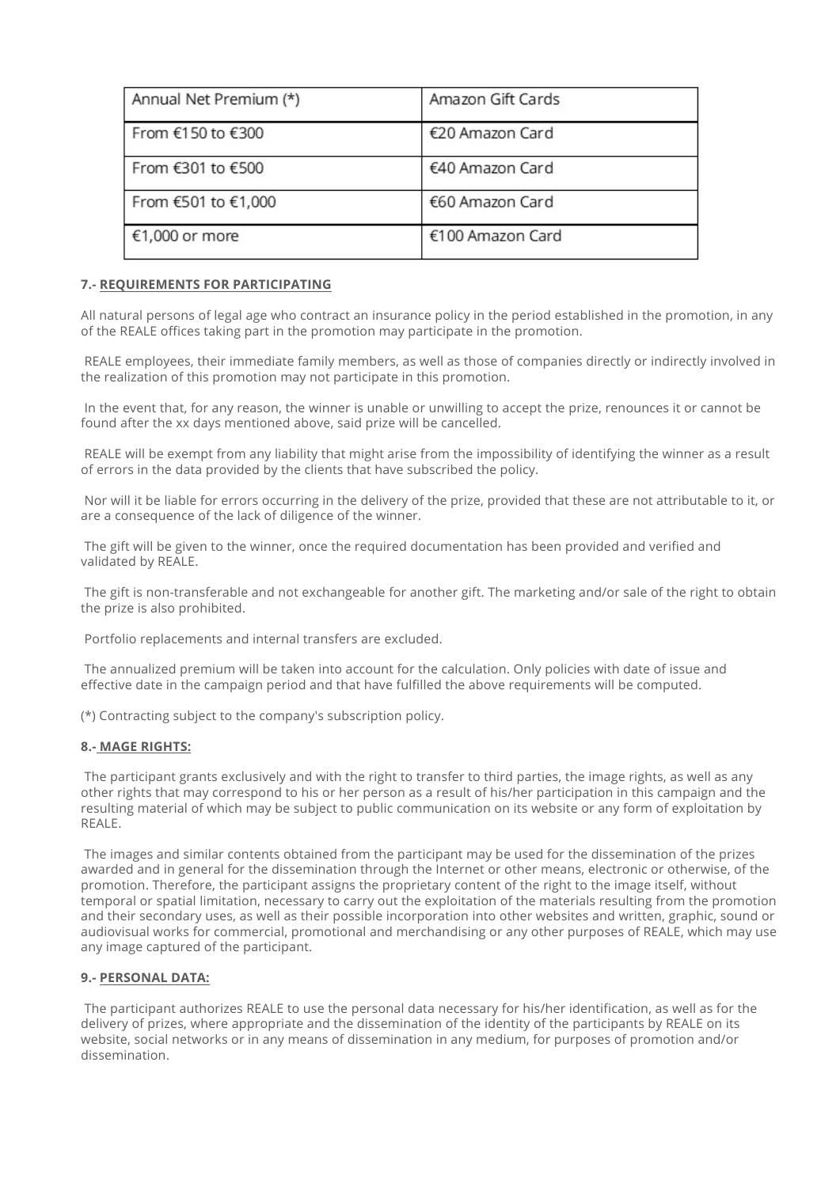| Annual Net Premium (*) | Amazon Gift Cards |
| --- | --- |
| From €150 to €300 | €20 Amazon Card |
| From €301 to €500 | €40 Amazon Card |
| From €501 to €1,000 | €60 Amazon Card |
| €1,000 or more | €100 Amazon Card |

**7.- REQUIREMENTS FOR PARTICIPATING**

All natural persons of legal age who contract an insurance policy in the period established in the promotion, in any of the REALE offices taking part in the promotion may participate in the promotion.

REALE employees, their immediate family members, as well as those of companies directly or indirectly involved in the realization of this promotion may not participate in this promotion.

In the event that, for any reason, the winner is unable or unwilling to accept the prize, renounces it or cannot be found after the xx days mentioned above, said prize will be cancelled.

REALE will be exempt from any liability that might arise from the impossibility of identifying the winner as a result of errors in the data provided by the clients that have subscribed the policy.

Nor will it be liable for errors occurring in the delivery of the prize, provided that these are not attributable to it, or are a consequence of the lack of diligence of the winner.

The gift will be given to the winner, once the required documentation has been provided and verified and validated by REALE.

The gift is non-transferable and not exchangeable for another gift. The marketing and/or sale of the right to obtain the prize is also prohibited.

Portfolio replacements and internal transfers are excluded.

The annualized premium will be taken into account for the calculation. Only policies with date of issue and effective date in the campaign period and that have fulfilled the above requirements will be computed.

(*) Contracting subject to the company's subscription policy.

**8.- MAGE RIGHTS:**

The participant grants exclusively and with the right to transfer to third parties, the image rights, as well as any other rights that may correspond to his or her person as a result of his/her participation in this campaign and the resulting material of which may be subject to public communication on its website or any form of exploitation by REALE.

The images and similar contents obtained from the participant may be used for the dissemination of the prizes awarded and in general for the dissemination through the Internet or other means, electronic or otherwise, of the promotion. Therefore, the participant assigns the proprietary content of the right to the image itself, without temporal or spatial limitation, necessary to carry out the exploitation of the materials resulting from the promotion and their secondary uses, as well as their possible incorporation into other websites and written, graphic, sound or audiovisual works for commercial, promotional and merchandising or any other purposes of REALE, which may use any image captured of the participant.

**9.- PERSONAL DATA:**

The participant authorizes REALE to use the personal data necessary for his/her identification, as well as for the delivery of prizes, where appropriate and the dissemination of the identity of the participants by REALE on its website, social networks or in any means of dissemination in any medium, for purposes of promotion and/or dissemination.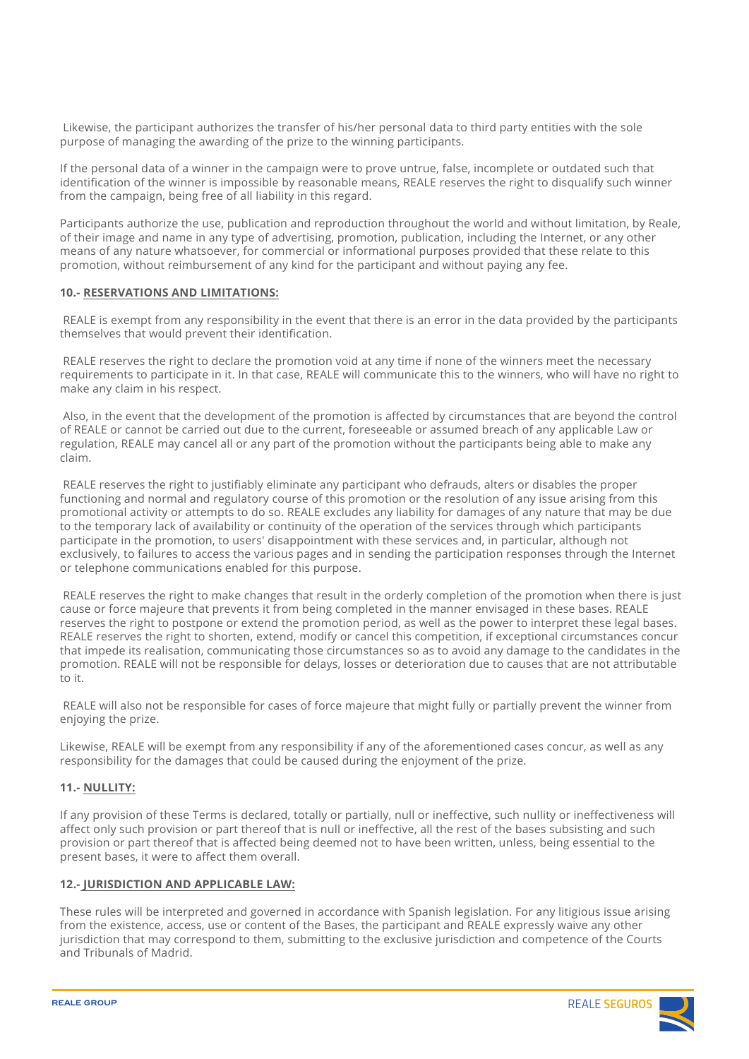Likewise, the participant authorizes the transfer of his/her personal data to third party entities with the sole purpose of managing the awarding of the prize to the winning participants.

If the personal data of a winner in the campaign were to prove untrue, false, incomplete or outdated such that identification of the winner is impossible by reasonable means, REALE reserves the right to disqualify such winner from the campaign, being free of all liability in this regard.

Participants authorize the use, publication and reproduction throughout the world and without limitation, by Reale, of their image and name in any type of advertising, promotion, publication, including the Internet, or any other means of any nature whatsoever, for commercial or informational purposes provided that these relate to this promotion, without reimbursement of any kind for the participant and without paying any fee.

**10.- RESERVATIONS AND LIMITATIONS:**

REALE is exempt from any responsibility in the event that there is an error in the data provided by the participants themselves that would prevent their identification.

REALE reserves the right to declare the promotion void at any time if none of the winners meet the necessary requirements to participate in it. In that case, REALE will communicate this to the winners, who will have no right to make any claim in his respect.

Also, in the event that the development of the promotion is affected by circumstances that are beyond the control of REALE or cannot be carried out due to the current, foreseeable or assumed breach of any applicable Law or regulation, REALE may cancel all or any part of the promotion without the participants being able to make any claim.

REALE reserves the right to justifiably eliminate any participant who defrauds, alters or disables the proper functioning and normal and regulatory course of this promotion or the resolution of any issue arising from this promotional activity or attempts to do so. REALE excludes any liability for damages of any nature that may be due to the temporary lack of availability or continuity of the operation of the services through which participants participate in the promotion, to users' disappointment with these services and, in particular, although not exclusively, to failures to access the various pages and in sending the participation responses through the Internet or telephone communications enabled for this purpose.

REALE reserves the right to make changes that result in the orderly completion of the promotion when there is just cause or force majeure that prevents it from being completed in the manner envisaged in these bases. REALE reserves the right to postpone or extend the promotion period, as well as the power to interpret these legal bases. REALE reserves the right to shorten, extend, modify or cancel this competition, if exceptional circumstances concur that impede its realisation, communicating those circumstances so as to avoid any damage to the candidates in the promotion. REALE will not be responsible for delays, losses or deterioration due to causes that are not attributable to it.

REALE will also not be responsible for cases of force majeure that might fully or partially prevent the winner from enjoying the prize.

Likewise, REALE will be exempt from any responsibility if any of the aforementioned cases concur, as well as any responsibility for the damages that could be caused during the enjoyment of the prize.

**11.- NULLITY:**

If any provision of these Terms is declared, totally or partially, null or ineffective, such nullity or ineffectiveness will affect only such provision or part thereof that is null or ineffective, all the rest of the bases subsisting and such provision or part thereof that is affected being deemed not to have been written, unless, being essential to the present bases, it were to affect them overall.

**12.- JURISDICTION AND APPLICABLE LAW:**

These rules will be interpreted and governed in accordance with Spanish legislation. For any litigious issue arising from the existence, access, use or content of the Bases, the participant and REALE expressly waive any other jurisdiction that may correspond to them, submitting to the exclusive jurisdiction and competence of the Courts and Tribunals of Madrid.